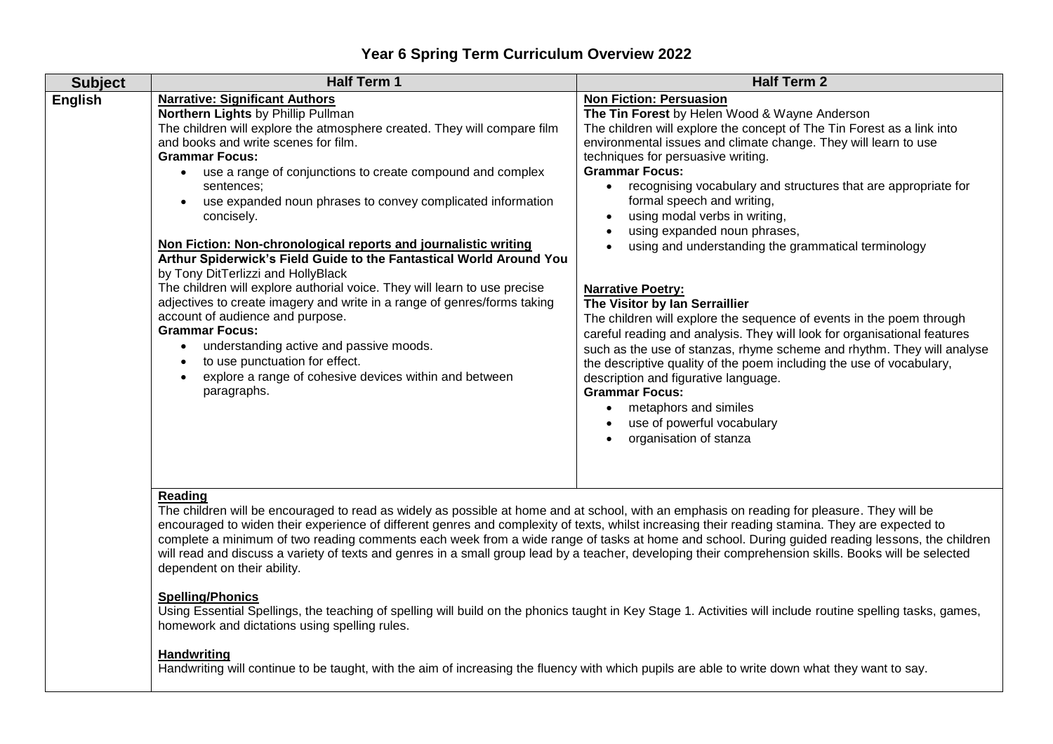# Year 6 Spring Term Curriculum Overview 2022

| Subject | Half Term 1 | Half Term 2 |
|---|---|---|
| **English** | **<u>Narrative: Significant Authors</u>**<br>**Northern Lights** by Phillip Pullman<br>The children will explore the atmosphere created. They will compare film and books and write scenes for film.<br>**Grammar Focus:**<br>• use a range of conjunctions to create compound and complex sentences;<br>• use expanded noun phrases to convey complicated information concisely.<br><br>**<u>Non Fiction: Non-chronological reports and journalistic writing</u>**<br>**Arthur Spiderwick's Field Guide to the Fantastical World Around You** by Tony DitTerlizzi and HollyBlack<br>The children will explore authorial voice. They will learn to use precise adjectives to create imagery and write in a range of genres/forms taking account of audience and purpose.<br>**Grammar Focus:**<br>• understanding active and passive moods.<br>• to use punctuation for effect.<br>• explore a range of cohesive devices within and between paragraphs. | **<u>Non Fiction: Persuasion</u>**<br>**The Tin Forest** by Helen Wood & Wayne Anderson<br>The children will explore the concept of The Tin Forest as a link into environmental issues and climate change. They will learn to use techniques for persuasive writing.<br>**Grammar Focus:**<br>• recognising vocabulary and structures that are appropriate for formal speech and writing,<br>• using modal verbs in writing,<br>• using expanded noun phrases,<br>• using and understanding the grammatical terminology<br><br>**<u>Narrative Poetry:</u>**<br>**The Visitor by Ian Serraillier**<br>The children will explore the sequence of events in the poem through careful reading and analysis. They will look for organisational features such as the use of stanzas, rhyme scheme and rhythm. They will analyse the descriptive quality of the poem including the use of vocabulary, description and figurative language.<br>**Grammar Focus:**<br>• metaphors and similes<br>• use of powerful vocabulary<br>• organisation of stanza |
| | **<u>Reading</u>**<br>The children will be encouraged to read as widely as possible at home and at school, with an emphasis on reading for pleasure. They will be encouraged to widen their experience of different genres and complexity of texts, whilst increasing their reading stamina. They are expected to complete a minimum of two reading comments each week from a wide range of tasks at home and school. During guided reading lessons, the children will read and discuss a variety of texts and genres in a small group lead by a teacher, developing their comprehension skills. Books will be selected dependent on their ability.<br><br>**<u>Spelling/Phonics</u>**<br>Using Essential Spellings, the teaching of spelling will build on the phonics taught in Key Stage 1. Activities will include routine spelling tasks, games, homework and dictations using spelling rules.<br><br>**<u>Handwriting</u>**<br>Handwriting will continue to be taught, with the aim of increasing the fluency with which pupils are able to write down what they want to say. | |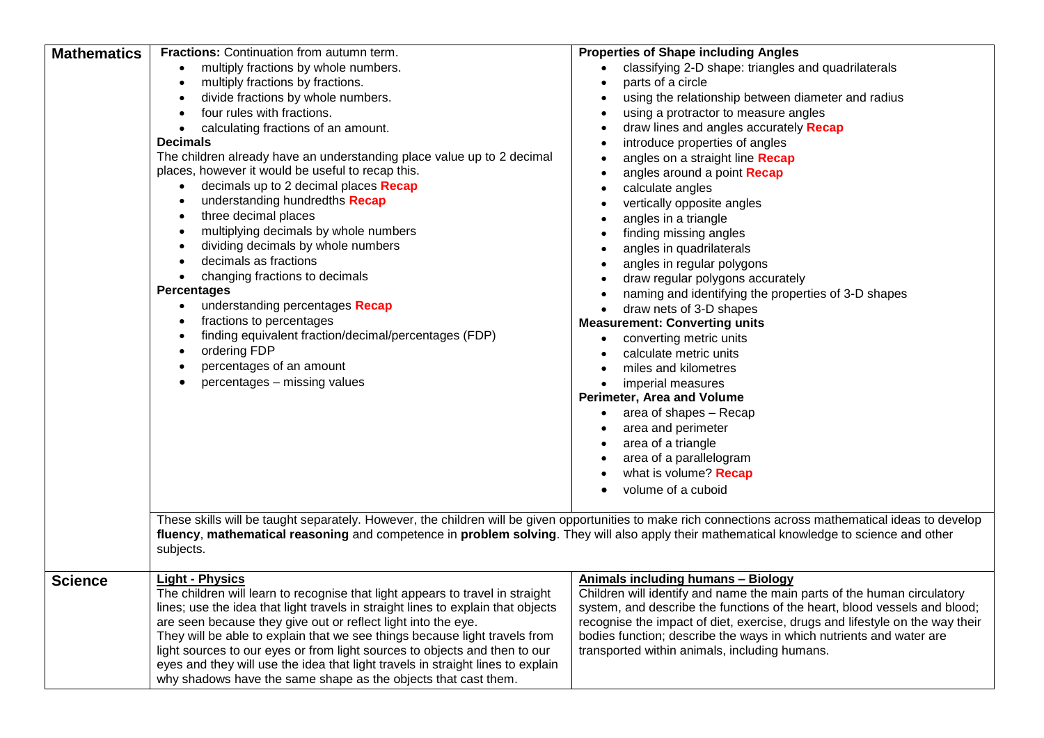| | | |
|---|---|---|
| **Mathematics** | **Fractions:** Continuation from autumn term.<br>• multiply fractions by whole numbers.<br>• multiply fractions by fractions.<br>• divide fractions by whole numbers.<br>• four rules with fractions.<br>• calculating fractions of an amount.<br>**Decimals**<br>The children already have an understanding place value up to 2 decimal places, however it would be useful to recap this.<br>• decimals up to 2 decimal places **Recap**<br>• understanding hundredths **Recap**<br>• three decimal places<br>• multiplying decimals by whole numbers<br>• dividing decimals by whole numbers<br>• decimals as fractions<br>• changing fractions to decimals<br>**Percentages**<br>• understanding percentages **Recap**<br>• fractions to percentages<br>• finding equivalent fraction/decimal/percentages (FDP)<br>• ordering FDP<br>• percentages of an amount<br>• percentages – missing values | **Properties of Shape including Angles**<br>• classifying 2-D shape: triangles and quadrilaterals<br>• parts of a circle<br>• using the relationship between diameter and radius<br>• using a protractor to measure angles<br>• draw lines and angles accurately **Recap**<br>• introduce properties of angles<br>• angles on a straight line **Recap**<br>• angles around a point **Recap**<br>• calculate angles<br>• vertically opposite angles<br>• angles in a triangle<br>• finding missing angles<br>• angles in quadrilaterals<br>• angles in regular polygons<br>• draw regular polygons accurately<br>• naming and identifying the properties of 3-D shapes<br>• draw nets of 3-D shapes<br>**Measurement: Converting units**<br>• converting metric units<br>• calculate metric units<br>• miles and kilometres<br>• imperial measures<br>**Perimeter, Area and Volume**<br>• area of shapes – Recap<br>• area and perimeter<br>• area of a triangle<br>• area of a parallelogram<br>• what is volume? **Recap**<br>• volume of a cuboid |
| | These skills will be taught separately. However, the children will be given opportunities to make rich connections across mathematical ideas to develop **fluency**, **mathematical reasoning** and competence in **problem solving**. They will also apply their mathematical knowledge to science and other subjects. | |
| **Science** | **Light - Physics**<br>The children will learn to recognise that light appears to travel in straight lines; use the idea that light travels in straight lines to explain that objects are seen because they give out or reflect light into the eye.<br>They will be able to explain that we see things because light travels from light sources to our eyes or from light sources to objects and then to our eyes and they will use the idea that light travels in straight lines to explain why shadows have the same shape as the objects that cast them. | **Animals including humans – Biology**<br>Children will identify and name the main parts of the human circulatory system, and describe the functions of the heart, blood vessels and blood; recognise the impact of diet, exercise, drugs and lifestyle on the way their bodies function; describe the ways in which nutrients and water are transported within animals, including humans. |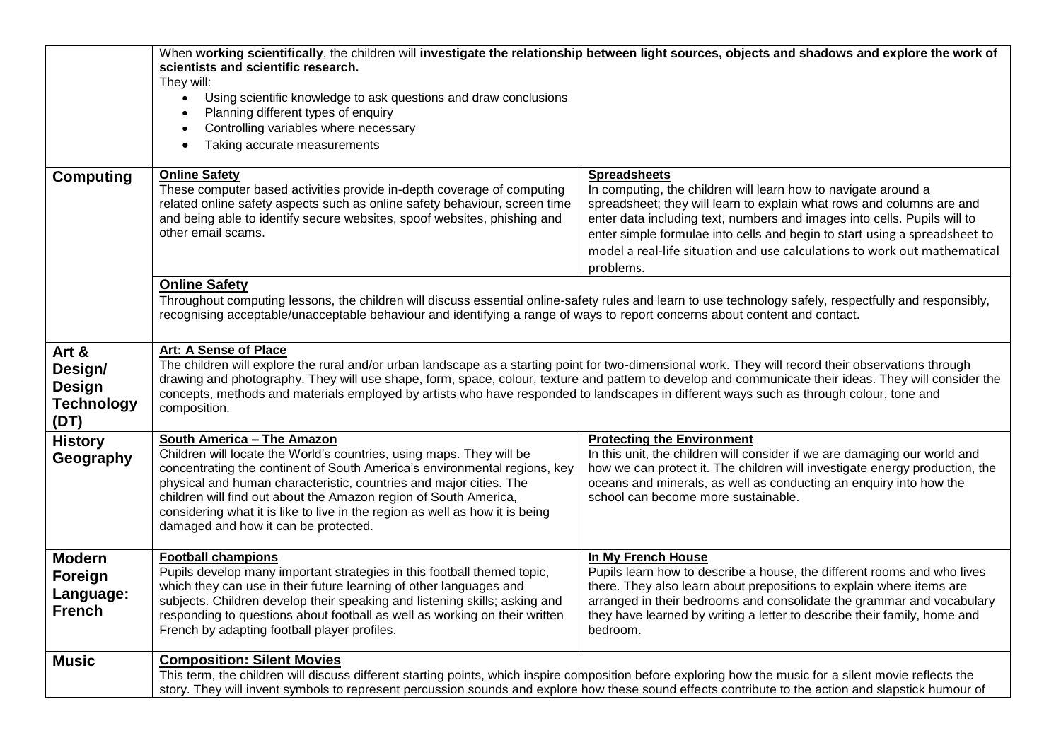| | | |
|---|---|---|
| | When **working scientifically**, the children will **investigate the relationship between light sources, objects and shadows and explore the work of scientists and scientific research.**<br>They will:<br>• Using scientific knowledge to ask questions and draw conclusions<br>• Planning different types of enquiry<br>• Controlling variables where necessary<br>• Taking accurate measurements | |
| **Computing** | **Online Safety**<br>These computer based activities provide in-depth coverage of computing related online safety aspects such as online safety behaviour, screen time and being able to identify secure websites, spoof websites, phishing and other email scams. | **Spreadsheets**<br>In computing, the children will learn how to navigate around a spreadsheet; they will learn to explain what rows and columns are and enter data including text, numbers and images into cells. Pupils will to enter simple formulae into cells and begin to start using a spreadsheet to model a real-life situation and use calculations to work out mathematical problems. |
| | **Online Safety**<br>Throughout computing lessons, the children will discuss essential online-safety rules and learn to use technology safely, respectfully and responsibly, recognising acceptable/unacceptable behaviour and identifying a range of ways to report concerns about content and contact. | |
| **Art & Design/ Design Technology (DT)** | **Art: A Sense of Place**<br>The children will explore the rural and/or urban landscape as a starting point for two-dimensional work. They will record their observations through drawing and photography. They will use shape, form, space, colour, texture and pattern to develop and communicate their ideas. They will consider the concepts, methods and materials employed by artists who have responded to landscapes in different ways such as through colour, tone and composition. | |
| **History Geography** | **South America – The Amazon**<br>Children will locate the World's countries, using maps. They will be concentrating the continent of South America's environmental regions, key physical and human characteristic, countries and major cities. The children will find out about the Amazon region of South America, considering what it is like to live in the region as well as how it is being damaged and how it can be protected. | **Protecting the Environment**<br>In this unit, the children will consider if we are damaging our world and how we can protect it. The children will investigate energy production, the oceans and minerals, as well as conducting an enquiry into how the school can become more sustainable. |
| **Modern Foreign Language: French** | **Football champions**<br>Pupils develop many important strategies in this football themed topic, which they can use in their future learning of other languages and subjects. Children develop their speaking and listening skills; asking and responding to questions about football as well as working on their written French by adapting football player profiles. | **In My French House**<br>Pupils learn how to describe a house, the different rooms and who lives there. They also learn about prepositions to explain where items are arranged in their bedrooms and consolidate the grammar and vocabulary they have learned by writing a letter to describe their family, home and bedroom. |
| **Music** | **Composition: Silent Movies**<br>This term, the children will discuss different starting points, which inspire composition before exploring how the music for a silent movie reflects the story. They will invent symbols to represent percussion sounds and explore how these sound effects contribute to the action and slapstick humour of | |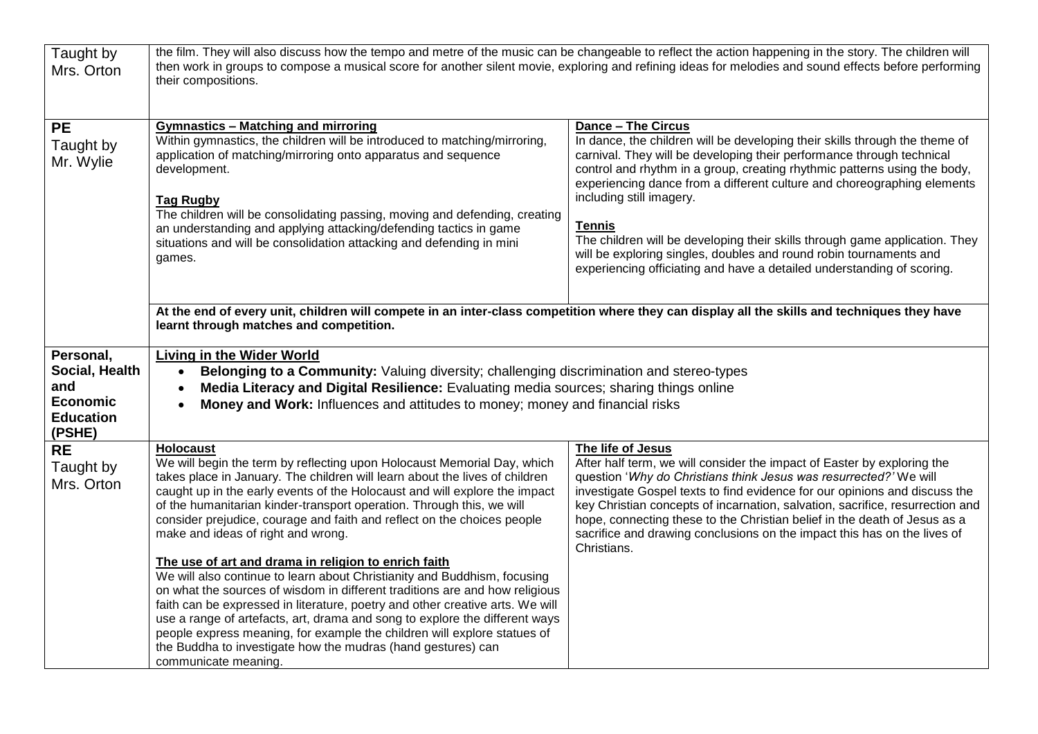| | | |
|---|---|---|
| Taught by Mrs. Orton | the film. They will also discuss how the tempo and metre of the music can be changeable to reflect the action happening in the story. The children will then work in groups to compose a musical score for another silent movie, exploring and refining ideas for melodies and sound effects before performing their compositions. | |
| **PE** Taught by Mr. Wylie | **Gymnastics – Matching and mirroring**<br>Within gymnastics, the children will be introduced to matching/mirroring, application of matching/mirroring onto apparatus and sequence development.<br><br>**Tag Rugby**<br>The children will be consolidating passing, moving and defending, creating an understanding and applying attacking/defending tactics in game situations and will be consolidation attacking and defending in mini games. | **Dance – The Circus**<br>In dance, the children will be developing their skills through the theme of carnival. They will be developing their performance through technical control and rhythm in a group, creating rhythmic patterns using the body, experiencing dance from a different culture and choreographing elements including still imagery.<br><br>**Tennis**<br>The children will be developing their skills through game application. They will be exploring singles, doubles and round robin tournaments and experiencing officiating and have a detailed understanding of scoring. |
| | **At the end of every unit, children will compete in an inter-class competition where they can display all the skills and techniques they have learnt through matches and competition.** | |
| **Personal, Social, Health and Economic Education (PSHE)** | **Living in the Wider World**<br>• **Belonging to a Community:** Valuing diversity; challenging discrimination and stereo-types<br>• **Media Literacy and Digital Resilience:** Evaluating media sources; sharing things online<br>• **Money and Work:** Influences and attitudes to money; money and financial risks | |
| **RE** Taught by Mrs. Orton | **Holocaust**<br>We will begin the term by reflecting upon Holocaust Memorial Day, which takes place in January. The children will learn about the lives of children caught up in the early events of the Holocaust and will explore the impact of the humanitarian kinder-transport operation. Through this, we will consider prejudice, courage and faith and reflect on the choices people make and ideas of right and wrong.<br><br>**The use of art and drama in religion to enrich faith**<br>We will also continue to learn about Christianity and Buddhism, focusing on what the sources of wisdom in different traditions are and how religious faith can be expressed in literature, poetry and other creative arts. We will use a range of artefacts, art, drama and song to explore the different ways people express meaning, for example the children will explore statues of the Buddha to investigate how the mudras (hand gestures) can communicate meaning. | **The life of Jesus**<br>After half term, we will consider the impact of Easter by exploring the question '*Why do Christians think Jesus was resurrected?'* We will investigate Gospel texts to find evidence for our opinions and discuss the key Christian concepts of incarnation, salvation, sacrifice, resurrection and hope, connecting these to the Christian belief in the death of Jesus as a sacrifice and drawing conclusions on the impact this has on the lives of Christians. |